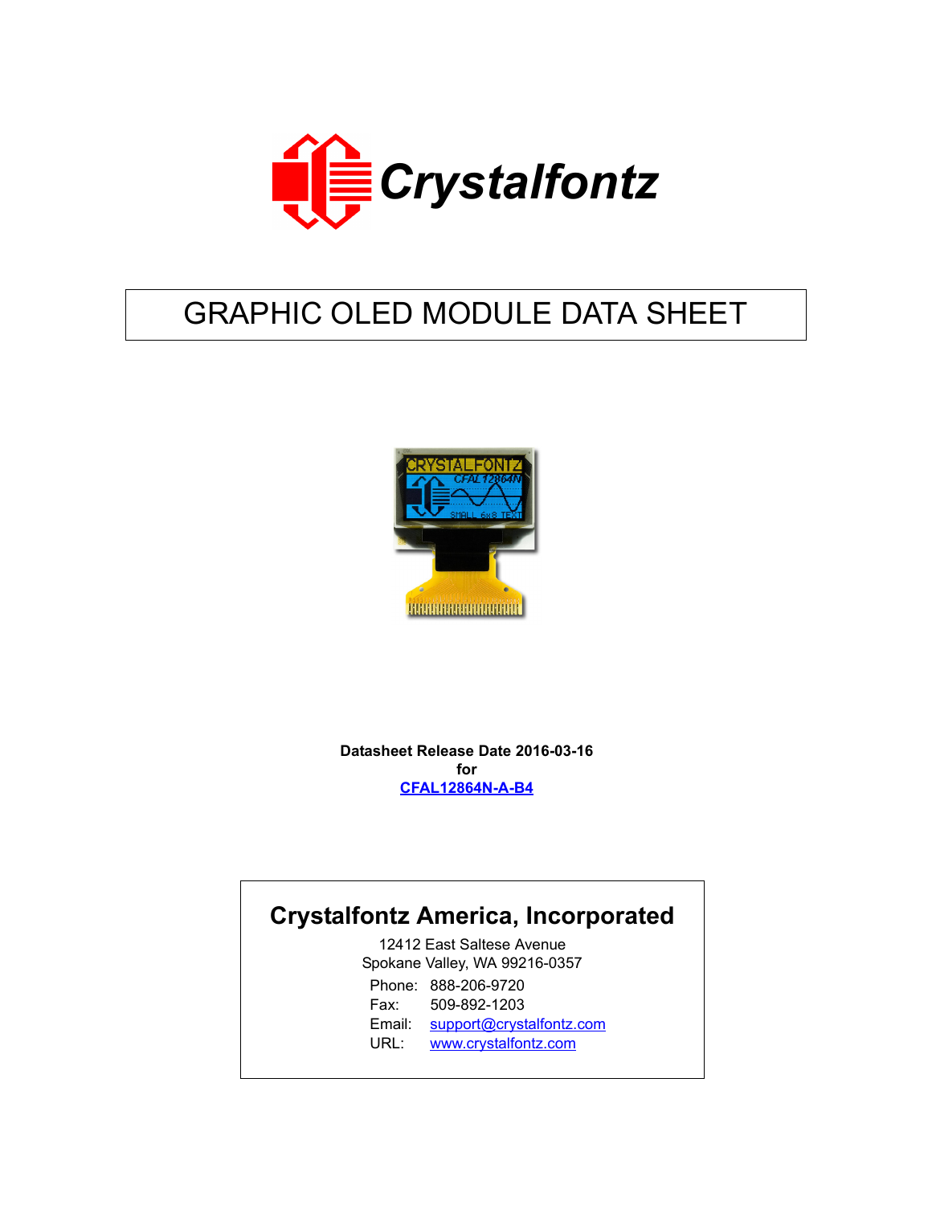# Crystalfontz

# GRAPHIC OLED MODULE DATA SHEET

**Datasheet Release Date 2016-03-16**
**for**
**CFAL12864N-A-B4**

## Crystalfontz America, Incorporated

12412 East Saltese Avenue
Spokane Valley, WA 99216-0357

Phone: 888-206-9720
Fax: 509-892-1203
Email: support@crystalfontz.com
URL: www.crystalfontz.com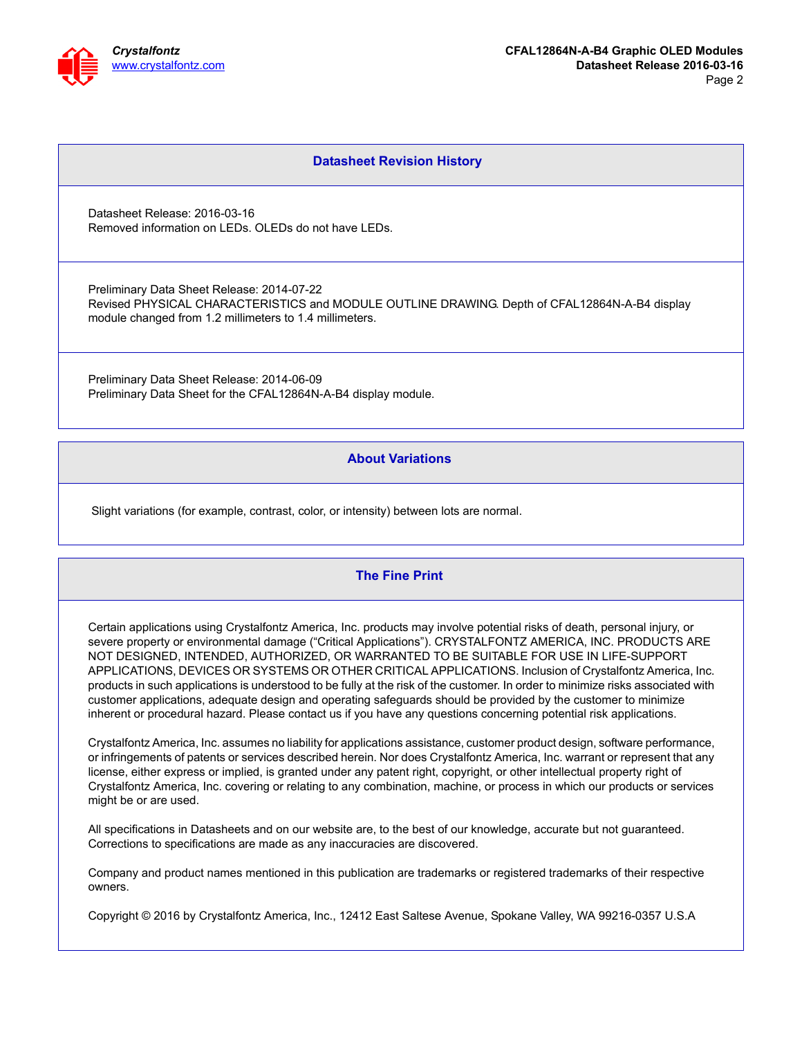## Datasheet Revision History

Datasheet Release: 2016-03-16
Removed information on LEDs. OLEDs do not have LEDs.

Preliminary Data Sheet Release: 2014-07-22
Revised PHYSICAL CHARACTERISTICS and MODULE OUTLINE DRAWING. Depth of CFAL12864N-A-B4 display module changed from 1.2 millimeters to 1.4 millimeters.

Preliminary Data Sheet Release: 2014-06-09
Preliminary Data Sheet for the CFAL12864N-A-B4 display module.

## About Variations

Slight variations (for example, contrast, color, or intensity) between lots are normal.

## The Fine Print

Certain applications using Crystalfontz America, Inc. products may involve potential risks of death, personal injury, or severe property or environmental damage (“Critical Applications”). CRYSTALFONTZ AMERICA, INC. PRODUCTS ARE NOT DESIGNED, INTENDED, AUTHORIZED, OR WARRANTED TO BE SUITABLE FOR USE IN LIFE-SUPPORT APPLICATIONS, DEVICES OR SYSTEMS OR OTHER CRITICAL APPLICATIONS. Inclusion of Crystalfontz America, Inc. products in such applications is understood to be fully at the risk of the customer. In order to minimize risks associated with customer applications, adequate design and operating safeguards should be provided by the customer to minimize inherent or procedural hazard. Please contact us if you have any questions concerning potential risk applications.

Crystalfontz America, Inc. assumes no liability for applications assistance, customer product design, software performance, or infringements of patents or services described herein. Nor does Crystalfontz America, Inc. warrant or represent that any license, either express or implied, is granted under any patent right, copyright, or other intellectual property right of Crystalfontz America, Inc. covering or relating to any combination, machine, or process in which our products or services might be or are used.

All specifications in Datasheets and on our website are, to the best of our knowledge, accurate but not guaranteed. Corrections to specifications are made as any inaccuracies are discovered.

Company and product names mentioned in this publication are trademarks or registered trademarks of their respective owners.

Copyright © 2016 by Crystalfontz America, Inc., 12412 East Saltese Avenue, Spokane Valley, WA 99216-0357 U.S.A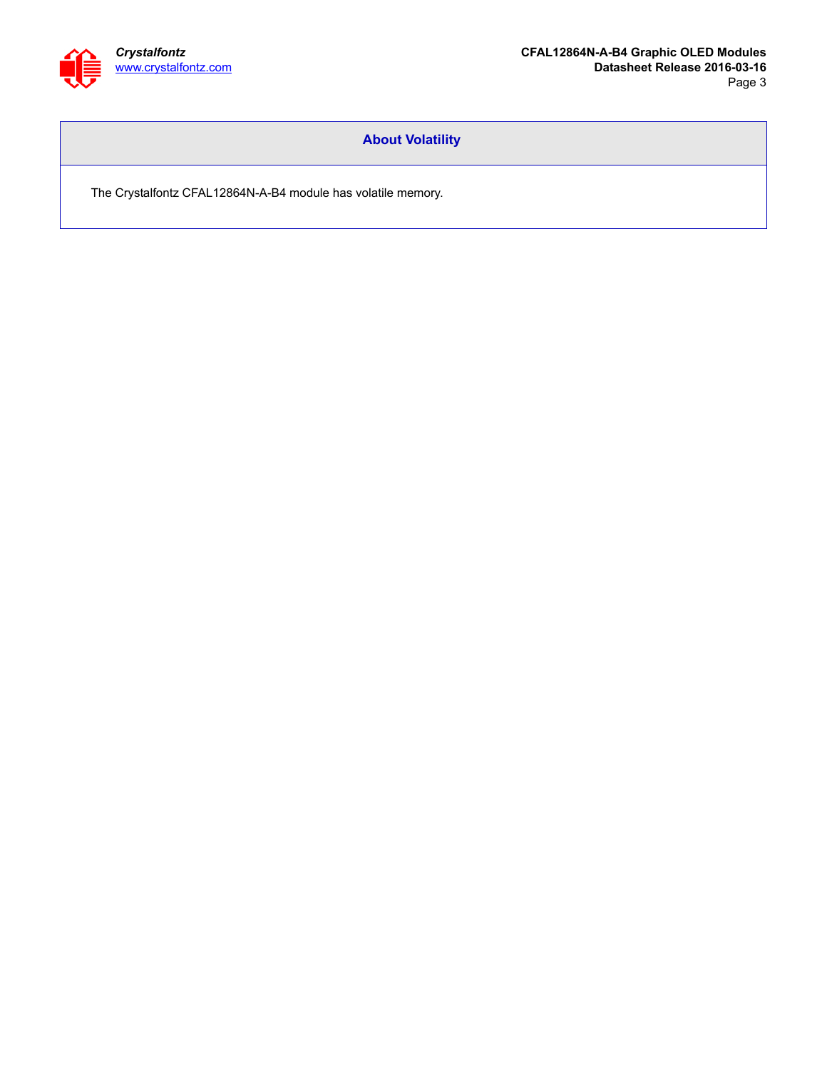## About Volatility

The Crystalfontz CFAL12864N-A-B4 module has volatile memory.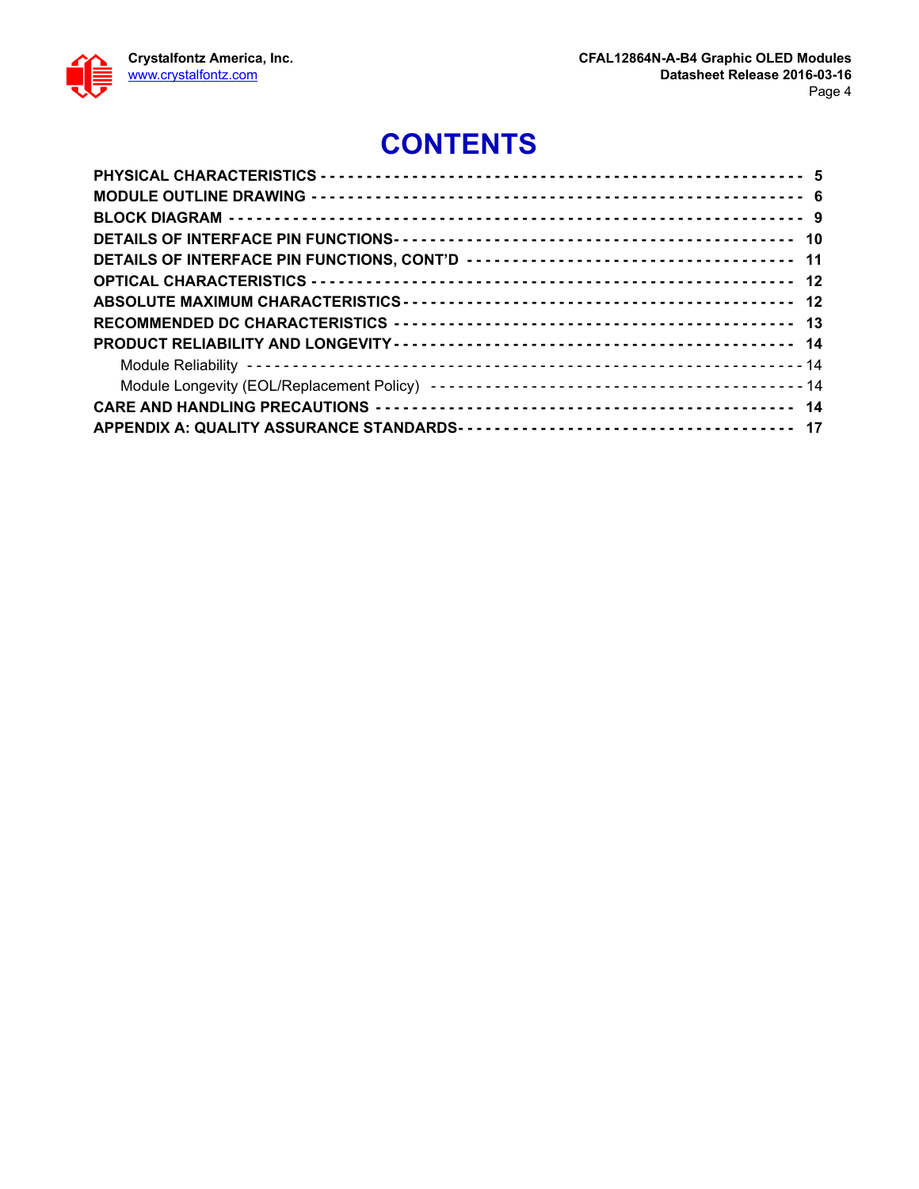# CONTENTS

**PHYSICAL CHARACTERISTICS** - - - - - - - - - - - - - - - - - - - - - - - - - - - - - - - - - - - - - - - - - - - - - - - - - - - 5

**MODULE OUTLINE DRAWING** - - - - - - - - - - - - - - - - - - - - - - - - - - - - - - - - - - - - - - - - - - - - - - - - - - - 6

**BLOCK DIAGRAM** - - - - - - - - - - - - - - - - - - - - - - - - - - - - - - - - - - - - - - - - - - - - - - - - - - - - - - - - - - 9

**DETAILS OF INTERFACE PIN FUNCTIONS** - - - - - - - - - - - - - - - - - - - - - - - - - - - - - - - - - - - - - - - - - 10

**DETAILS OF INTERFACE PIN FUNCTIONS, CONT'D** - - - - - - - - - - - - - - - - - - - - - - - - - - - - - - - - - - 11

**OPTICAL CHARACTERISTICS** - - - - - - - - - - - - - - - - - - - - - - - - - - - - - - - - - - - - - - - - - - - - - - - - - - 12

**ABSOLUTE MAXIMUM CHARACTERISTICS** - - - - - - - - - - - - - - - - - - - - - - - - - - - - - - - - - - - - - - - - - 12

**RECOMMENDED DC CHARACTERISTICS** - - - - - - - - - - - - - - - - - - - - - - - - - - - - - - - - - - - - - - - - - - 13

**PRODUCT RELIABILITY AND LONGEVITY** - - - - - - - - - - - - - - - - - - - - - - - - - - - - - - - - - - - - - - - - - 14

- Module Reliability - - - - - - - - - - - - - - - - - - - - - - - - - - - - - - - - - - - - - - - - - - - - - - - - - - - - - - - - - - 14
- Module Longevity (EOL/Replacement Policy) - - - - - - - - - - - - - - - - - - - - - - - - - - - - - - - - - - - - - - - - 14

**CARE AND HANDLING PRECAUTIONS** - - - - - - - - - - - - - - - - - - - - - - - - - - - - - - - - - - - - - - - - - - - - 14

**APPENDIX A: QUALITY ASSURANCE STANDARDS** - - - - - - - - - - - - - - - - - - - - - - - - - - - - - - - - - - - 17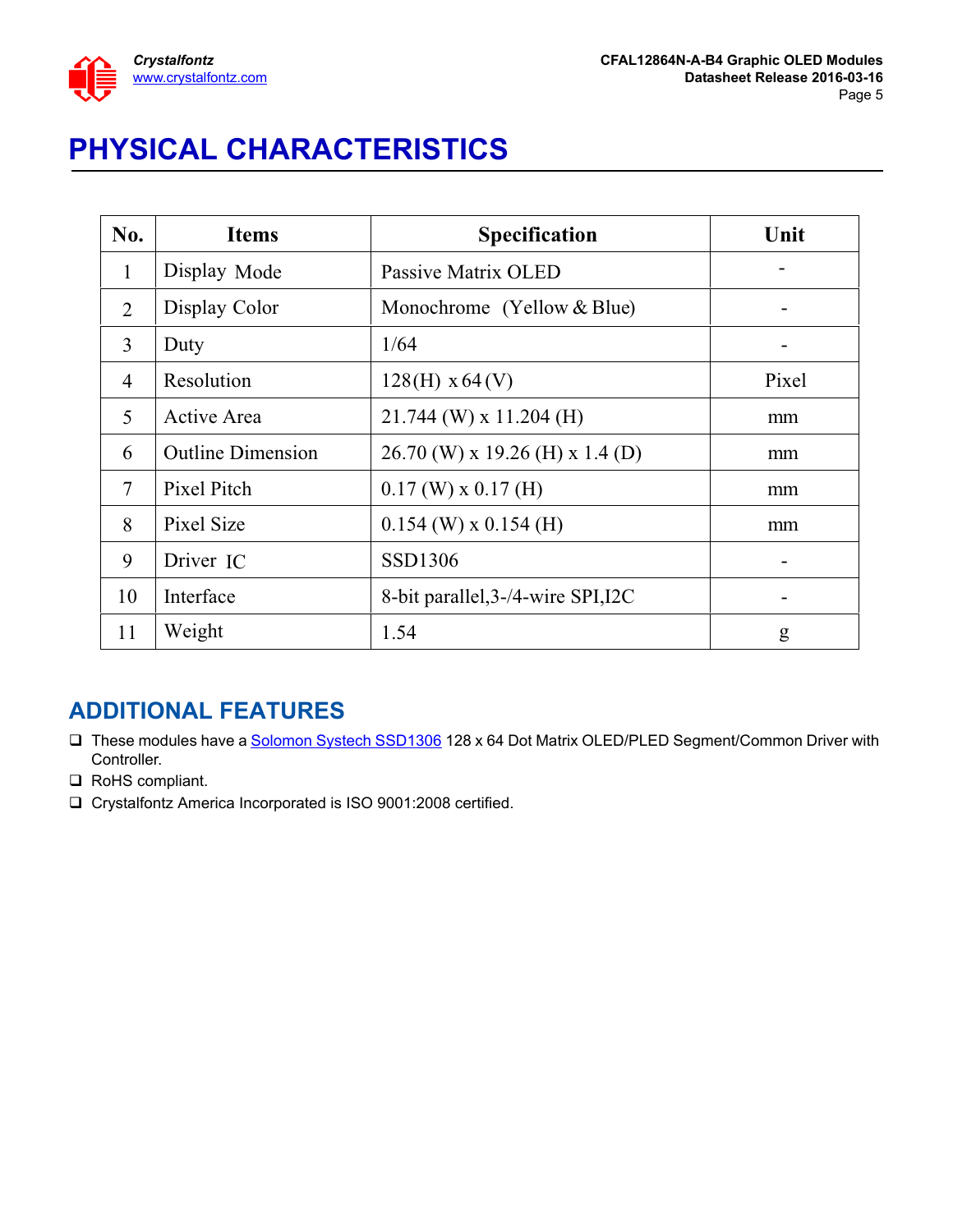# PHYSICAL CHARACTERISTICS

| No. | Items | Specification | Unit |
|---|---|---|---|
| 1 | Display Mode | Passive Matrix OLED | - |
| 2 | Display Color | Monochrome (Yellow & Blue) | - |
| 3 | Duty | 1/64 | - |
| 4 | Resolution | 128(H) x 64 (V) | Pixel |
| 5 | Active Area | 21.744 (W) x 11.204 (H) | mm |
| 6 | Outline Dimension | 26.70 (W) x 19.26 (H) x 1.4 (D) | mm |
| 7 | Pixel Pitch | 0.17 (W) x 0.17 (H) | mm |
| 8 | Pixel Size | 0.154 (W) x 0.154 (H) | mm |
| 9 | Driver IC | SSD1306 | - |
| 10 | Interface | 8-bit parallel,3-/4-wire SPI,I2C | - |
| 11 | Weight | 1.54 | g |

## ADDITIONAL FEATURES

- These modules have a Solomon Systech SSD1306 128 x 64 Dot Matrix OLED/PLED Segment/Common Driver with Controller.
- RoHS compliant.
- Crystalfontz America Incorporated is ISO 9001:2008 certified.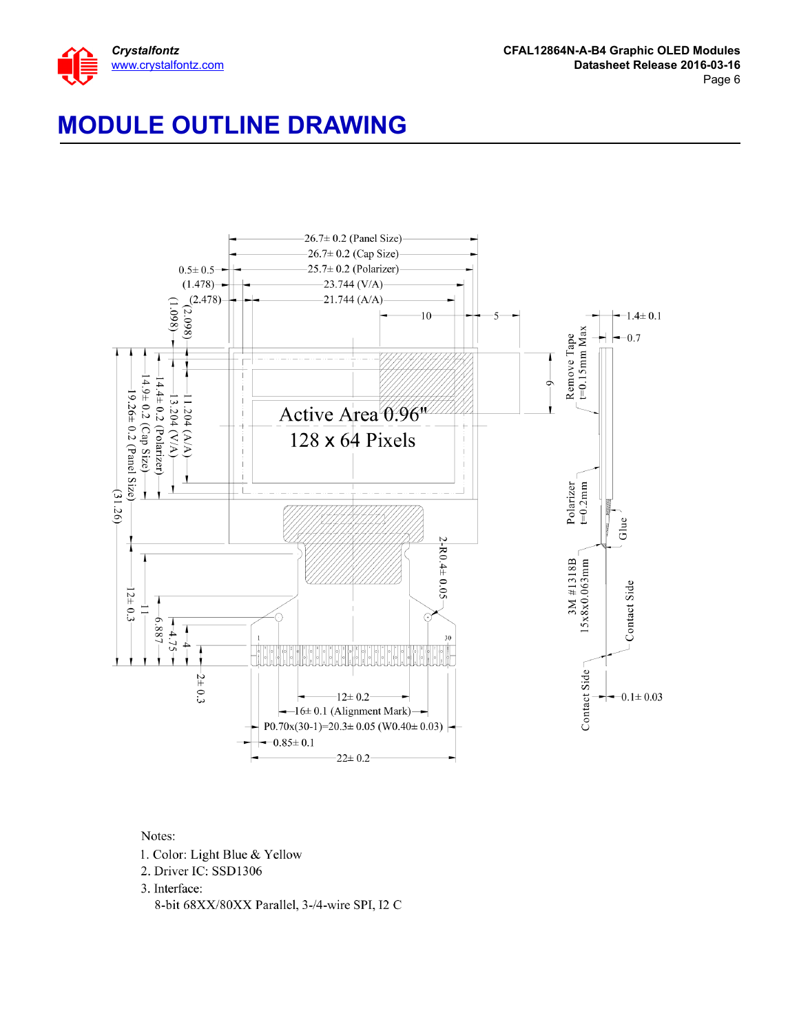# MODULE OUTLINE DRAWING

26.7± 0.2 (Panel Size)
26.7± 0.2 (Cap Size)
0.5± 0.5
25.7± 0.2 (Polarizer)
(1.478)
23.744 (V/A)
(2.478)
21.744 (A/A)
(1.098)
(2.098)
10
5
1.4± 0.1
0.7
Remove Tape t=0.15mm Max
9
19.26± 0.2 (Panel Size)
14.9± 0.2 (Cap Size)
14.4± 0.2 (Polarizer)
13.204 (V/A)
11.204 (A/A)
Active Area 0.96"
128 x 64 Pixels
(31.26)
Polarizer t=0.2mm
Glue
2-R0.4± 0.05
3M #1318B 15x8x0.063mm
12± 0.3
11
6.887
4.75
4
1
30
Contact Side
2± 0.3
12± 0.2
16± 0.1 (Alignment Mark)
P0.70x(30-1)=20.3± 0.05 (W0.40± 0.03)
0.85± 0.1
22± 0.2
Contact Side
0.1± 0.03

Notes:

1. Color: Light Blue & Yellow
2. Driver IC: SSD1306
3. Interface:
   8-bit 68XX/80XX Parallel, 3-/4-wire SPI, I2 C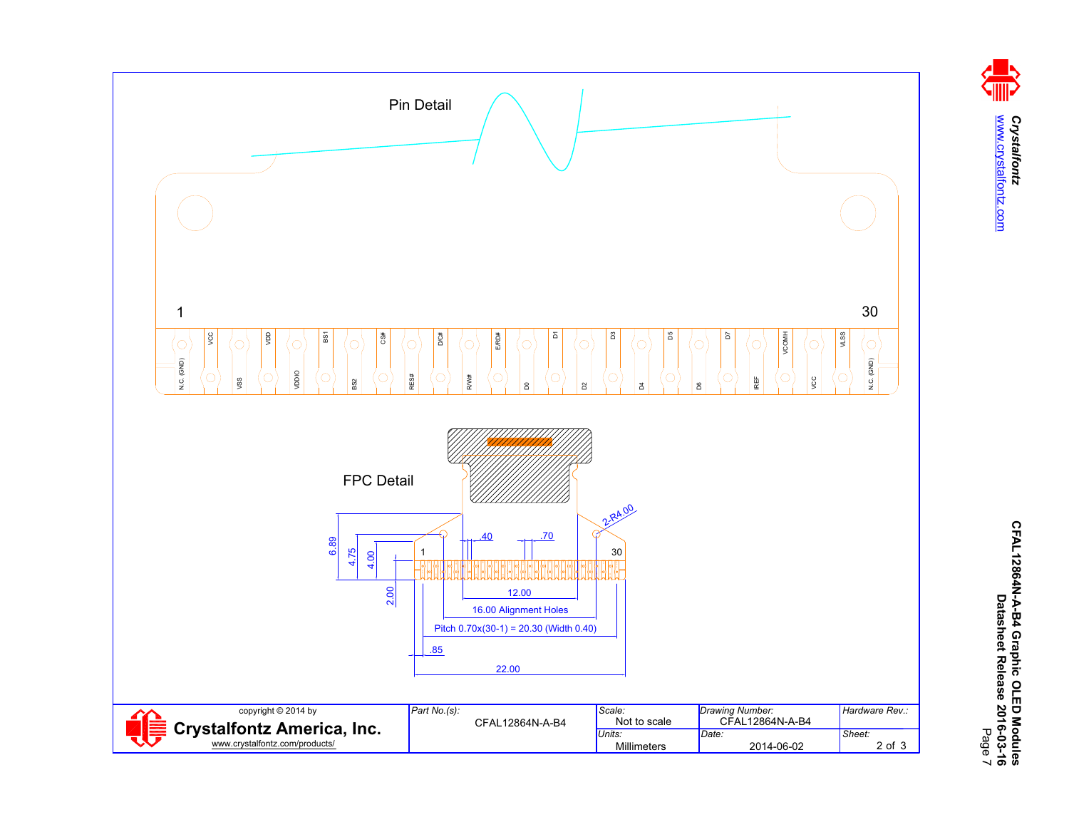## Pin Detail

| Pin | Signal |
|---|---|
| 1 | N.C. (GND) |
| 2 | VCC |
| 3 | VSS |
| 4 | VDD |
| 5 | VDDIO |
| 6 | BS1 |
| 7 | BS2 |
| 8 | CS# |
| 9 | RES# |
| 10 | D/C# |
| 11 | R/W# |
| 12 | E/RD# |
| 13 | D0 |
| 14 | D1 |
| 15 | D2 |
| 16 | D3 |
| 17 | D4 |
| 18 | D5 |
| 19 | D6 |
| 20 | D7 |
| 21 | IREF |
| 22 | VCOMH |
| 23 | VCC |
| 24 | VLSS |
| 25 | N.C. (GND) |

## FPC Detail

- 2-R4.00
- .40
- .70
- 6.89
- 4.75
- 4.00
- 2.00
- 12.00
- 16.00 Alignment Holes
- Pitch 0.70x(30-1) = 20.30 (Width 0.40)
- .85
- 22.00

| copyright © 2014 by Crystalfontz America, Inc. www.crystalfontz.com/products/ | Part No.(s): CFAL12864N-A-B4 | Scale: Not to scale | Drawing Number: CFAL12864N-A-B4 | Hardware Rev.: |
|---|---|---|---|---|
| | | Units: Millimeters | Date: 2014-06-02 | Sheet: 2 of 3 |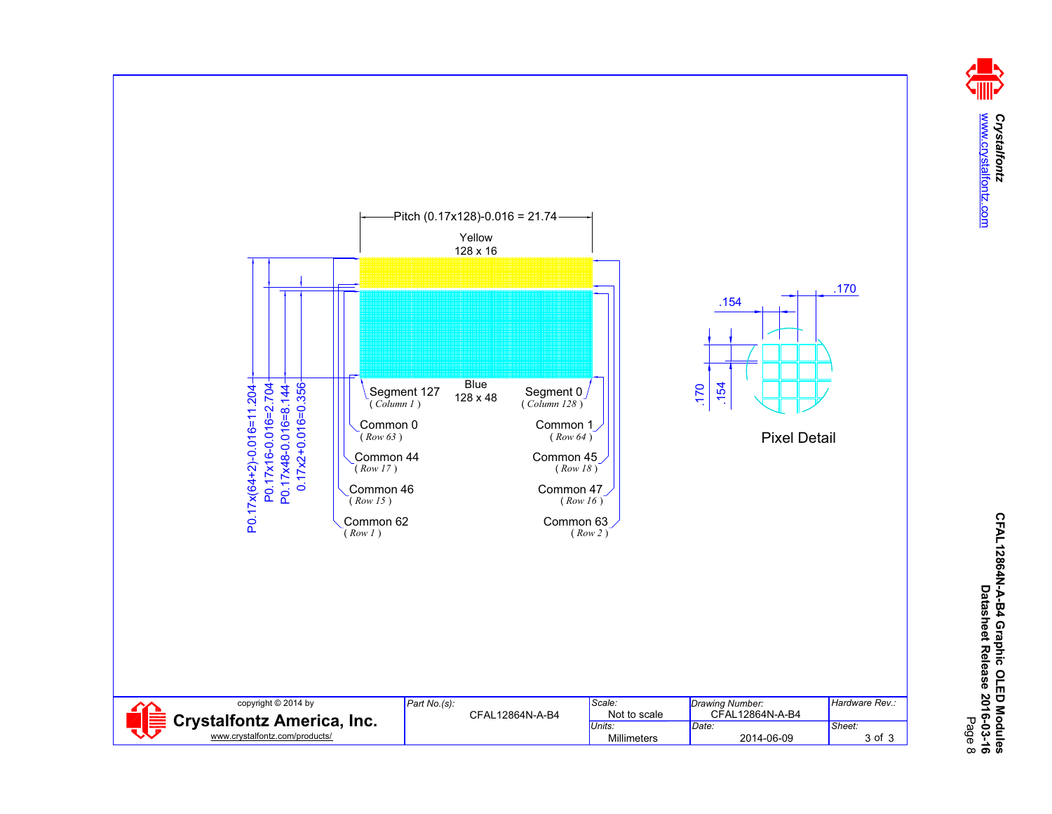Pitch (0.17x128)-0.016 = 21.74

Yellow
128 x 16

Blue
128 x 48

P0.17x(64+2)-0.016=11.204

P0.17x16-0.016=2.704

P0.17x48-0.016=8.144

0.17x2+0.016=0.356

Segment 127
*( Column 1 )*

Segment 0
*( Column 128 )*

Common 0
*( Row 63 )*

Common 1
*( Row 64 )*

Common 44
*( Row 17 )*

Common 45
*( Row 18 )*

Common 46
*( Row 15 )*

Common 47
*( Row 16 )*

Common 62
*( Row 1 )*

Common 63
*( Row 2 )*

.154

.170

.170

.154

Pixel Detail

| copyright © 2014 by Crystalfontz America, Inc. www.crystalfontz.com/products/ | *Part No.(s):* CFAL12864N-A-B4 | *Scale:* Not to scale | *Drawing Number:* CFAL12864N-A-B4 | *Hardware Rev.:* |
|---|---|---|---|---|
| | | *Units:* Millimeters | *Date:* 2014-06-09 | *Sheet:* 3 of 3 |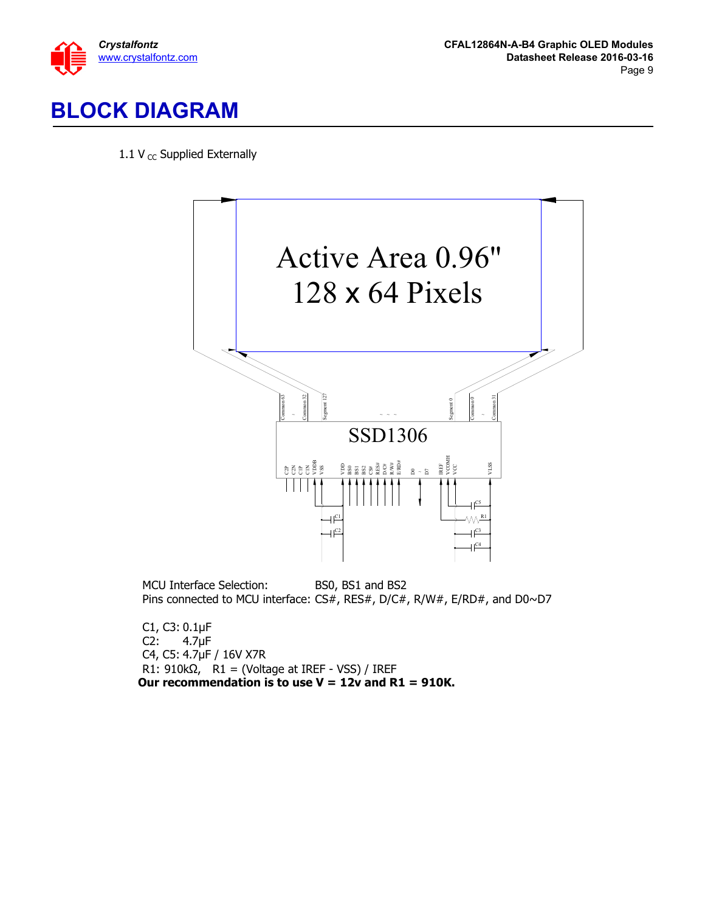# BLOCK DIAGRAM

1.1 $V_{CC}$ Supplied Externally

MCU Interface Selection: BS0, BS1 and BS2
Pins connected to MCU interface: CS#, RES#, D/C#, R/W#, E/RD#, and D0~D7

C1, C3: 0.1µF
C2: 4.7µF
C4, C5: 4.7µF / 16V X7R
R1: 910kΩ, R1 = (Voltage at IREF - VSS) / IREF
**Our recommendation is to use V = 12v and R1 = 910K.**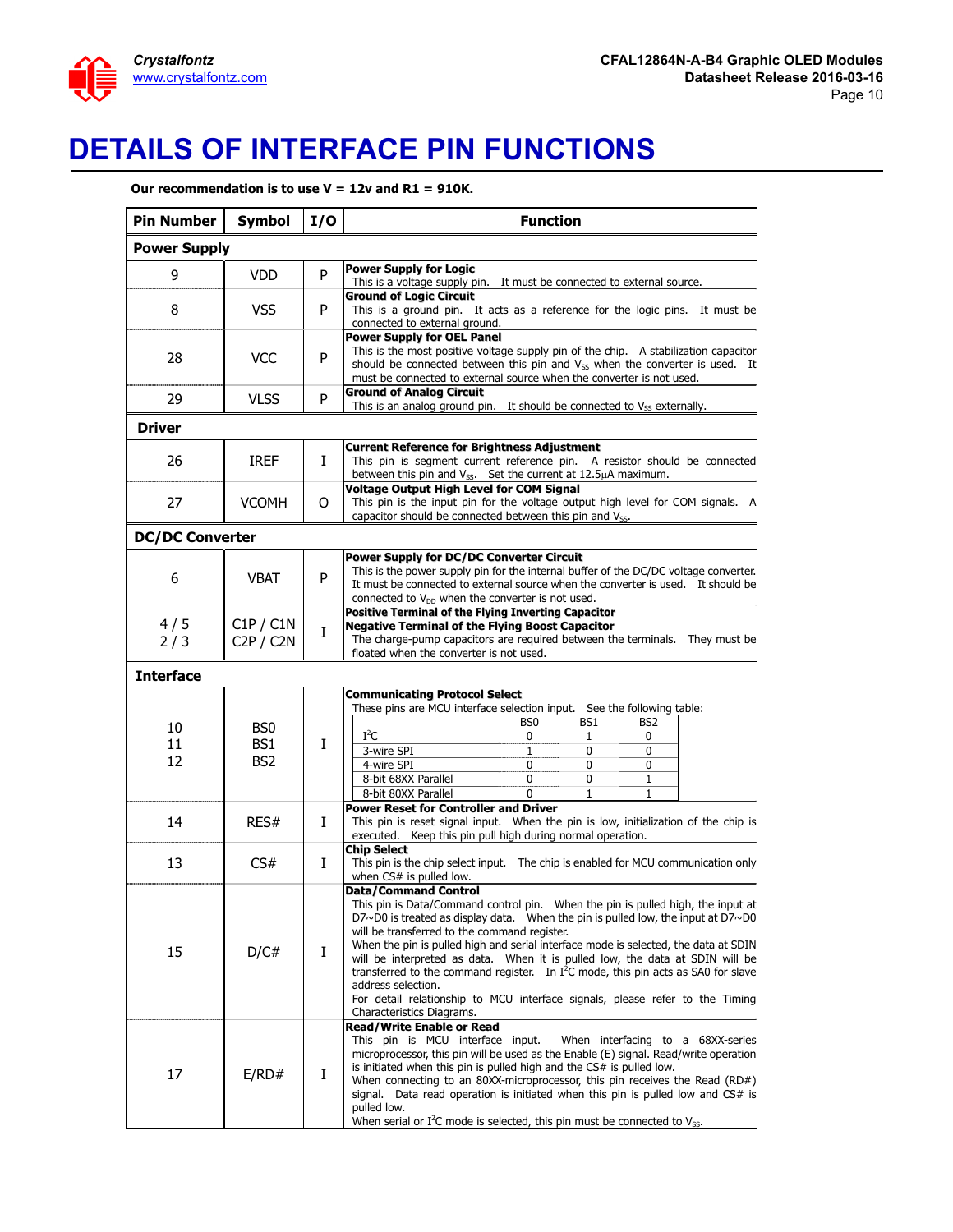# DETAILS OF INTERFACE PIN FUNCTIONS

**Our recommendation is to use V = 12v and R1 = 910K.**

| Pin Number | Symbol | I/O | Function |
|---|---|---|---|
| **Power Supply** | | | |
| 9 | VDD | P | **Power Supply for Logic**<br>This is a voltage supply pin. It must be connected to external source. |
| 8 | VSS | P | **Ground of Logic Circuit**<br>This is a ground pin. It acts as a reference for the logic pins. It must be connected to external ground. |
| 28 | VCC | P | **Power Supply for OEL Panel**<br>This is the most positive voltage supply pin of the chip. A stabilization capacitor should be connected between this pin and $V_{SS}$ when the converter is used. It must be connected to external source when the converter is not used. |
| 29 | VLSS | P | **Ground of Analog Circuit**<br>This is an analog ground pin. It should be connected to $V_{SS}$ externally. |
| **Driver** | | | |
| 26 | IREF | I | **Current Reference for Brightness Adjustment**<br>This pin is segment current reference pin. A resistor should be connected between this pin and $V_{SS}$. Set the current at 12.5μA maximum. |
| 27 | VCOMH | O | **Voltage Output High Level for COM Signal**<br>This pin is the input pin for the voltage output high level for COM signals. A capacitor should be connected between this pin and $V_{SS}$. |
| **DC/DC Converter** | | | |
| 6 | VBAT | P | **Power Supply for DC/DC Converter Circuit**<br>This is the power supply pin for the internal buffer of the DC/DC voltage converter. It must be connected to external source when the converter is used. It should be connected to $V_{DD}$ when the converter is not used. |
| 4 / 5<br>2 / 3 | C1P / C1N<br>C2P / C2N | I | **Positive Terminal of the Flying Inverting Capacitor**<br>**Negative Terminal of the Flying Boost Capacitor**<br>The charge-pump capacitors are required between the terminals. They must be floated when the converter is not used. |
| **Interface** | | | |
| 10<br>11<br>12 | BS0<br>BS1<br>BS2 | I | **Communicating Protocol Select**<br>These pins are MCU interface selection input. See the following table:<br>(see table below) |
| 14 | RES# | I | **Power Reset for Controller and Driver**<br>This pin is reset signal input. When the pin is low, initialization of the chip is executed. Keep this pin pull high during normal operation. |
| 13 | CS# | I | **Chip Select**<br>This pin is the chip select input. The chip is enabled for MCU communication only when CS# is pulled low. |
| 15 | D/C# | I | **Data/Command Control**<br>This pin is Data/Command control pin. When the pin is pulled high, the input at D7~D0 is treated as display data. When the pin is pulled low, the input at D7~D0 will be transferred to the command register.<br>When the pin is pulled high and serial interface mode is selected, the data at SDIN will be interpreted as data. When it is pulled low, the data at SDIN will be transferred to the command register. In $I^2C$ mode, this pin acts as SA0 for slave address selection.<br>For detail relationship to MCU interface signals, please refer to the Timing Characteristics Diagrams. |
| 17 | E/RD# | I | **Read/Write Enable or Read**<br>This pin is MCU interface input. When interfacing to a 68XX-series microprocessor, this pin will be used as the Enable (E) signal. Read/write operation is initiated when this pin is pulled high and the CS# is pulled low.<br>When connecting to an 80XX-microprocessor, this pin receives the Read (RD#) signal. Data read operation is initiated when this pin is pulled low and CS# is pulled low.<br>When serial or $I^2C$ mode is selected, this pin must be connected to $V_{SS}$. |

|  | BS0 | BS1 | BS2 |
|---|---|---|---|
| $I^2C$ | 0 | 1 | 0 |
| 3-wire SPI | 1 | 0 | 0 |
| 4-wire SPI | 0 | 0 | 0 |
| 8-bit 68XX Parallel | 0 | 0 | 1 |
| 8-bit 80XX Parallel | 0 | 1 | 1 |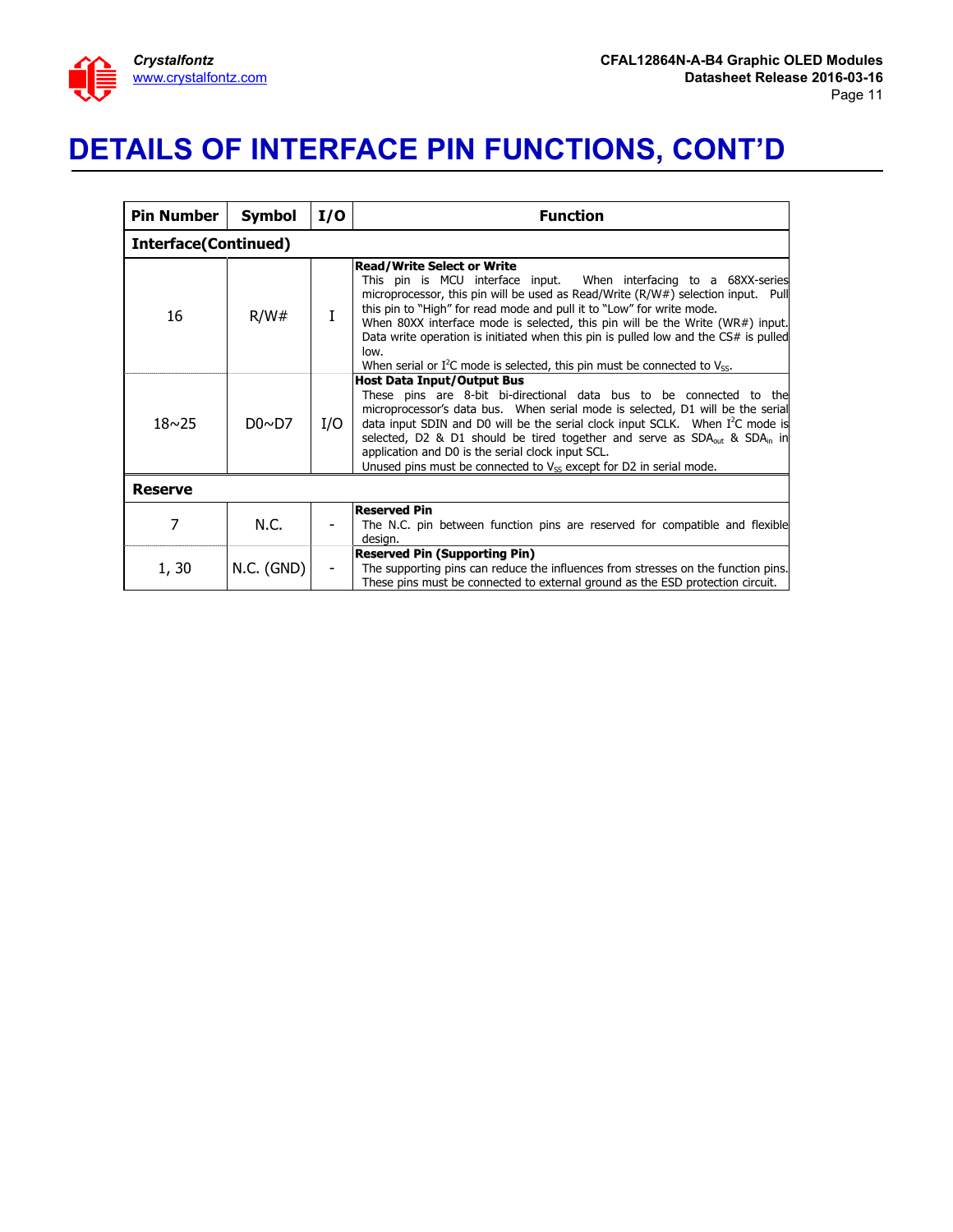# DETAILS OF INTERFACE PIN FUNCTIONS, CONT'D

| Pin Number | Symbol | I/O | Function |
|---|---|---|---|
| **Interface(Continued)** | | | |
| 16 | R/W# | I | **Read/Write Select or Write**<br>This pin is MCU interface input. When interfacing to a 68XX-series microprocessor, this pin will be used as Read/Write (R/W#) selection input. Pull this pin to "High" for read mode and pull it to "Low" for write mode.<br>When 80XX interface mode is selected, this pin will be the Write (WR#) input. Data write operation is initiated when this pin is pulled low and the CS# is pulled low.<br>When serial or I²C mode is selected, this pin must be connected to $V_{SS}$. |
| 18~25 | D0~D7 | I/O | **Host Data Input/Output Bus**<br>These pins are 8-bit bi-directional data bus to be connected to the microprocessor's data bus. When serial mode is selected, D1 will be the serial data input SDIN and D0 will be the serial clock input SCLK. When I²C mode is selected, D2 & D1 should be tired together and serve as $SDA_{out}$ & $SDA_{in}$ in application and D0 is the serial clock input SCL.<br>Unused pins must be connected to $V_{SS}$ except for D2 in serial mode. |
| **Reserve** | | | |
| 7 | N.C. | - | **Reserved Pin**<br>The N.C. pin between function pins are reserved for compatible and flexible design. |
| 1, 30 | N.C. (GND) | - | **Reserved Pin (Supporting Pin)**<br>The supporting pins can reduce the influences from stresses on the function pins. These pins must be connected to external ground as the ESD protection circuit. |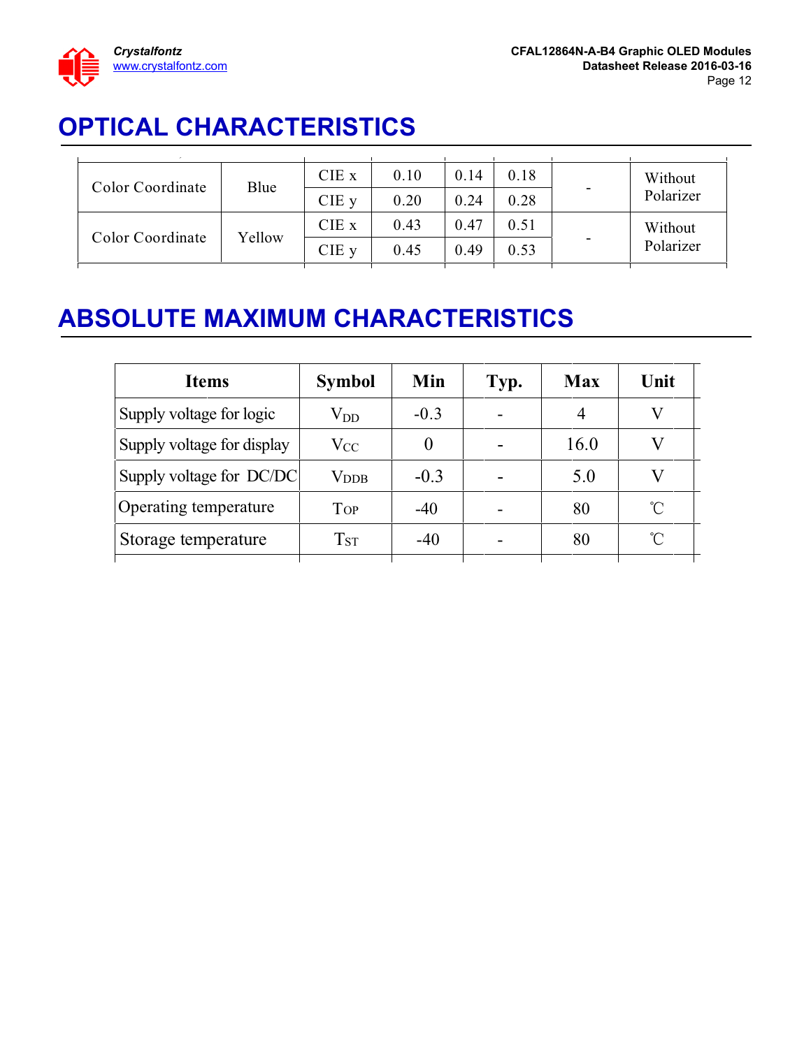# OPTICAL CHARACTERISTICS

| | | | | | | | |
|---|---|---|---|---|---|---|---|
| Color Coordinate | Blue | CIE x | 0.10 | 0.14 | 0.18 | - | Without Polarizer |
| | | CIE y | 0.20 | 0.24 | 0.28 | | |
| Color Coordinate | Yellow | CIE x | 0.43 | 0.47 | 0.51 | - | Without Polarizer |
| | | CIE y | 0.45 | 0.49 | 0.53 | | |

# ABSOLUTE MAXIMUM CHARACTERISTICS

| Items | Symbol | Min | Typ. | Max | Unit |
|---|---|---|---|---|---|
| Supply voltage for logic | $V_{DD}$ | -0.3 | - | 4 | V |
| Supply voltage for display | $V_{CC}$ | 0 | - | 16.0 | V |
| Supply voltage for DC/DC | $V_{DDB}$ | -0.3 | - | 5.0 | V |
| Operating temperature | $T_{OP}$ | -40 | - | 80 | ℃ |
| Storage temperature | $T_{ST}$ | -40 | - | 80 | ℃ |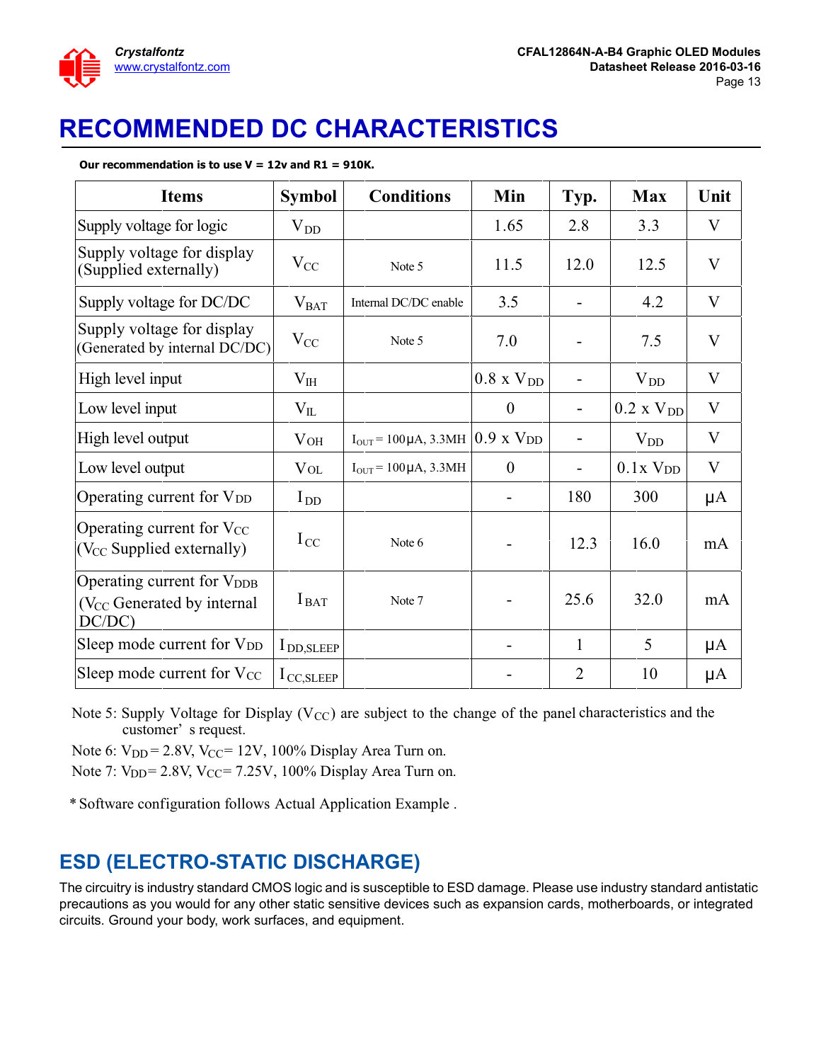# RECOMMENDED DC CHARACTERISTICS

**Our recommendation is to use V = 12v and R1 = 910K.**

| Items | Symbol | Conditions | Min | Typ. | Max | Unit |
|---|---|---|---|---|---|---|
| Supply voltage for logic | $V_{DD}$ | | 1.65 | 2.8 | 3.3 | V |
| Supply voltage for display (Supplied externally) | $V_{CC}$ | Note 5 | 11.5 | 12.0 | 12.5 | V |
| Supply voltage for DC/DC | $V_{BAT}$ | Internal DC/DC enable | 3.5 | - | 4.2 | V |
| Supply voltage for display (Generated by internal DC/DC) | $V_{CC}$ | Note 5 | 7.0 | - | 7.5 | V |
| High level input | $V_{IH}$ | | 0.8 x $V_{DD}$ | - | $V_{DD}$ | V |
| Low level input | $V_{IL}$ | | 0 | - | 0.2 x $V_{DD}$ | V |
| High level output | $V_{OH}$ | $I_{OUT}$ = 100μA, 3.3MH | 0.9 x $V_{DD}$ | - | $V_{DD}$ | V |
| Low level output | $V_{OL}$ | $I_{OUT}$ = 100μA, 3.3MH | 0 | - | 0.1x $V_{DD}$ | V |
| Operating current for $V_{DD}$ | $I_{DD}$ | | - | 180 | 300 | μA |
| Operating current for $V_{CC}$ ($V_{CC}$ Supplied externally) | $I_{CC}$ | Note 6 | - | 12.3 | 16.0 | mA |
| Operating current for $V_{DDB}$ ($V_{CC}$ Generated by internal DC/DC) | $I_{BAT}$ | Note 7 | - | 25.6 | 32.0 | mA |
| Sleep mode current for $V_{DD}$ | $I_{DD,SLEEP}$ | | - | 1 | 5 | μA |
| Sleep mode current for $V_{CC}$ | $I_{CC,SLEEP}$ | | - | 2 | 10 | μA |

Note 5: Supply Voltage for Display ($V_{CC}$) are subject to the change of the panel characteristics and the customer' s request.

Note 6: $V_{DD}$ = 2.8V, $V_{CC}$ = 12V, 100% Display Area Turn on.

Note 7: $V_{DD}$ = 2.8V, $V_{CC}$ = 7.25V, 100% Display Area Turn on.

* Software configuration follows Actual Application Example .

## ESD (ELECTRO-STATIC DISCHARGE)

The circuitry is industry standard CMOS logic and is susceptible to ESD damage. Please use industry standard antistatic precautions as you would for any other static sensitive devices such as expansion cards, motherboards, or integrated circuits. Ground your body, work surfaces, and equipment.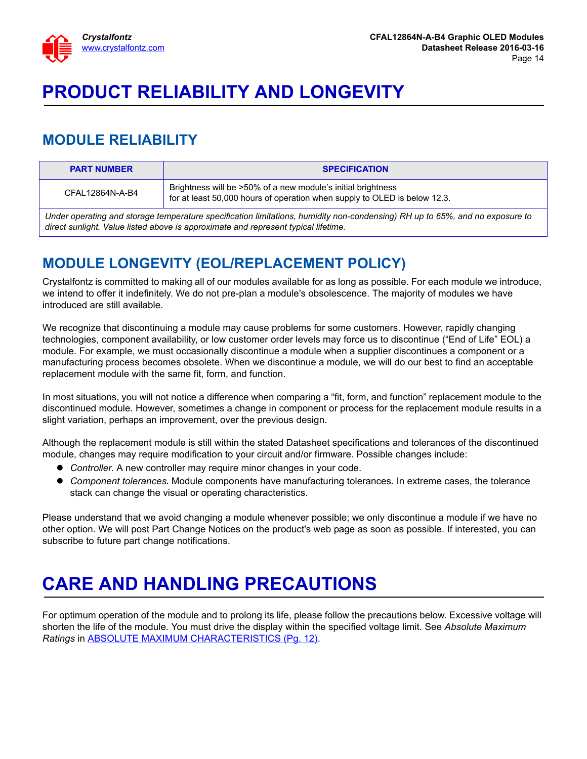# PRODUCT RELIABILITY AND LONGEVITY

## MODULE RELIABILITY

| PART NUMBER | SPECIFICATION |
|---|---|
| CFAL12864N-A-B4 | Brightness will be >50% of a new module's initial brightness<br>for at least 50,000 hours of operation when supply to OLED is below 12.3. |
| *Under operating and storage temperature specification limitations, humidity non-condensing) RH up to 65%, and no exposure to direct sunlight. Value listed above is approximate and represent typical lifetime.* | |

## MODULE LONGEVITY (EOL/REPLACEMENT POLICY)

Crystalfontz is committed to making all of our modules available for as long as possible. For each module we introduce, we intend to offer it indefinitely. We do not pre-plan a module's obsolescence. The majority of modules we have introduced are still available.

We recognize that discontinuing a module may cause problems for some customers. However, rapidly changing technologies, component availability, or low customer order levels may force us to discontinue ("End of Life" EOL) a module. For example, we must occasionally discontinue a module when a supplier discontinues a component or a manufacturing process becomes obsolete. When we discontinue a module, we will do our best to find an acceptable replacement module with the same fit, form, and function.

In most situations, you will not notice a difference when comparing a "fit, form, and function" replacement module to the discontinued module. However, sometimes a change in component or process for the replacement module results in a slight variation, perhaps an improvement, over the previous design.

Although the replacement module is still within the stated Datasheet specifications and tolerances of the discontinued module, changes may require modification to your circuit and/or firmware. Possible changes include:

- *Controller.* A new controller may require minor changes in your code.
- *Component tolerances.* Module components have manufacturing tolerances. In extreme cases, the tolerance stack can change the visual or operating characteristics.

Please understand that we avoid changing a module whenever possible; we only discontinue a module if we have no other option. We will post Part Change Notices on the product's web page as soon as possible. If interested, you can subscribe to future part change notifications.

# CARE AND HANDLING PRECAUTIONS

For optimum operation of the module and to prolong its life, please follow the precautions below. Excessive voltage will shorten the life of the module. You must drive the display within the specified voltage limit. See *Absolute Maximum Ratings* in ABSOLUTE MAXIMUM CHARACTERISTICS (Pg. 12).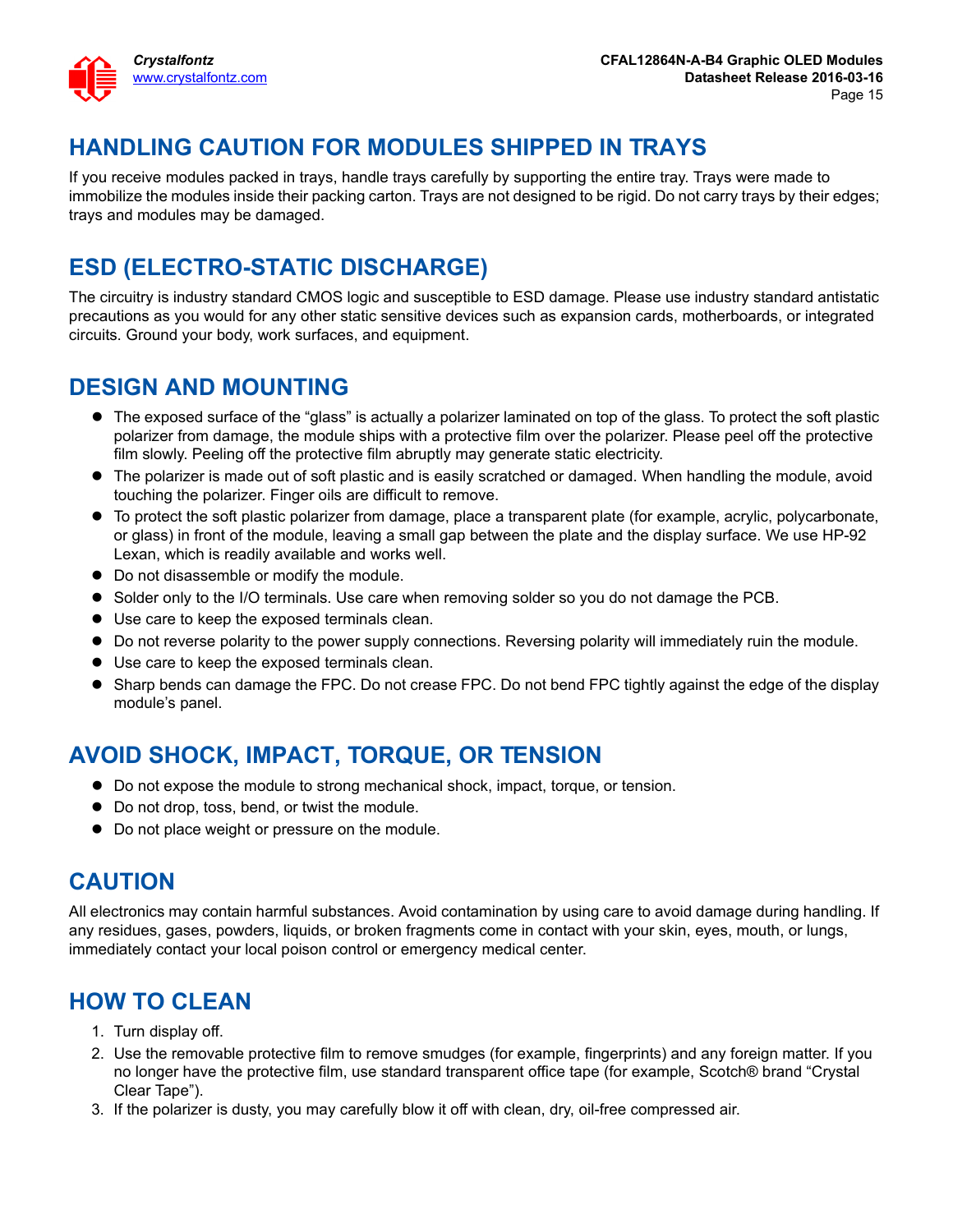## HANDLING CAUTION FOR MODULES SHIPPED IN TRAYS

If you receive modules packed in trays, handle trays carefully by supporting the entire tray. Trays were made to immobilize the modules inside their packing carton. Trays are not designed to be rigid. Do not carry trays by their edges; trays and modules may be damaged.

## ESD (ELECTRO-STATIC DISCHARGE)

The circuitry is industry standard CMOS logic and susceptible to ESD damage. Please use industry standard antistatic precautions as you would for any other static sensitive devices such as expansion cards, motherboards, or integrated circuits. Ground your body, work surfaces, and equipment.

## DESIGN AND MOUNTING

- The exposed surface of the “glass” is actually a polarizer laminated on top of the glass. To protect the soft plastic polarizer from damage, the module ships with a protective film over the polarizer. Please peel off the protective film slowly. Peeling off the protective film abruptly may generate static electricity.
- The polarizer is made out of soft plastic and is easily scratched or damaged. When handling the module, avoid touching the polarizer. Finger oils are difficult to remove.
- To protect the soft plastic polarizer from damage, place a transparent plate (for example, acrylic, polycarbonate, or glass) in front of the module, leaving a small gap between the plate and the display surface. We use HP-92 Lexan, which is readily available and works well.
- Do not disassemble or modify the module.
- Solder only to the I/O terminals. Use care when removing solder so you do not damage the PCB.
- Use care to keep the exposed terminals clean.
- Do not reverse polarity to the power supply connections. Reversing polarity will immediately ruin the module.
- Use care to keep the exposed terminals clean.
- Sharp bends can damage the FPC. Do not crease FPC. Do not bend FPC tightly against the edge of the display module’s panel.

## AVOID SHOCK, IMPACT, TORQUE, OR TENSION

- Do not expose the module to strong mechanical shock, impact, torque, or tension.
- Do not drop, toss, bend, or twist the module.
- Do not place weight or pressure on the module.

## CAUTION

All electronics may contain harmful substances. Avoid contamination by using care to avoid damage during handling. If any residues, gases, powders, liquids, or broken fragments come in contact with your skin, eyes, mouth, or lungs, immediately contact your local poison control or emergency medical center.

## HOW TO CLEAN

1. Turn display off.
2. Use the removable protective film to remove smudges (for example, fingerprints) and any foreign matter. If you no longer have the protective film, use standard transparent office tape (for example, Scotch® brand “Crystal Clear Tape”).
3. If the polarizer is dusty, you may carefully blow it off with clean, dry, oil-free compressed air.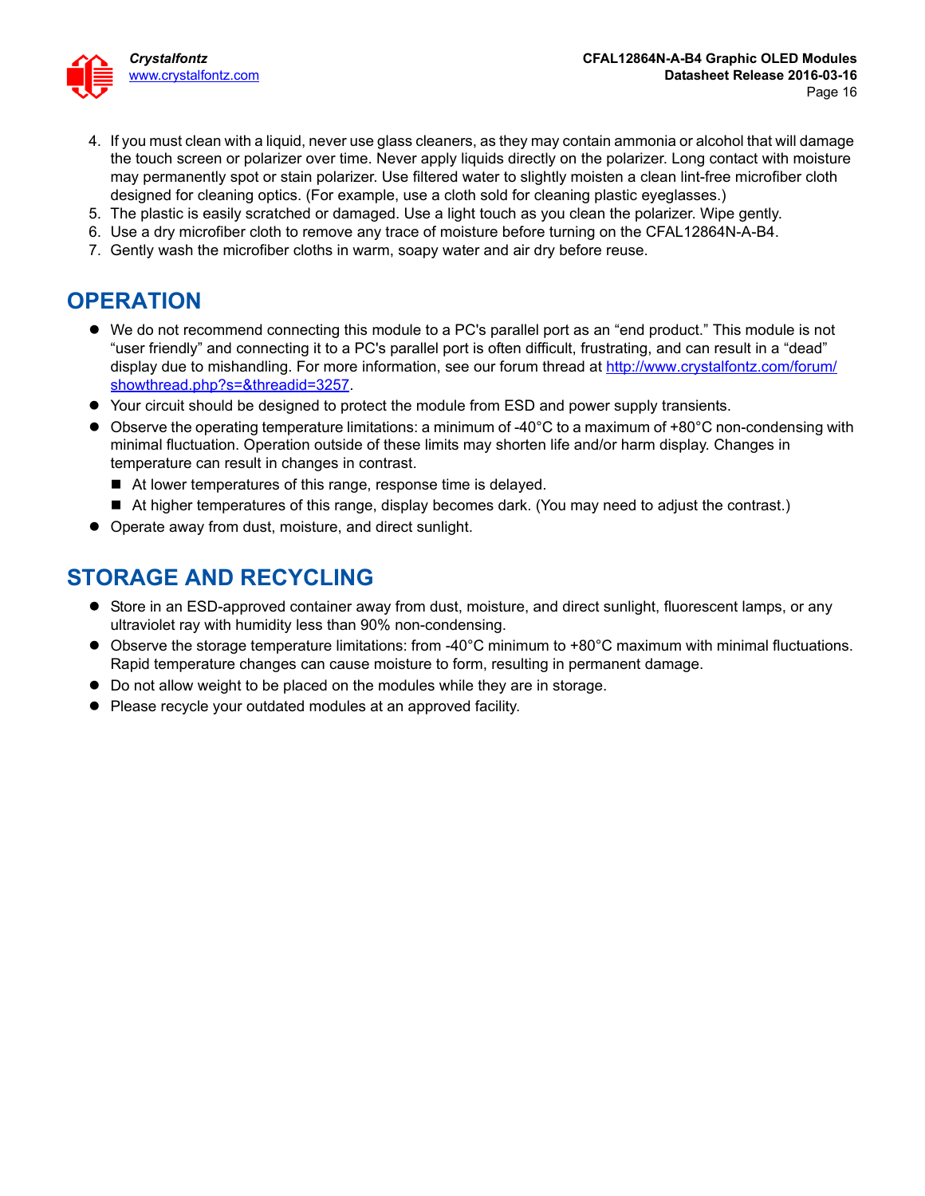4. If you must clean with a liquid, never use glass cleaners, as they may contain ammonia or alcohol that will damage the touch screen or polarizer over time. Never apply liquids directly on the polarizer. Long contact with moisture may permanently spot or stain polarizer. Use filtered water to slightly moisten a clean lint-free microfiber cloth designed for cleaning optics. (For example, use a cloth sold for cleaning plastic eyeglasses.)
5. The plastic is easily scratched or damaged. Use a light touch as you clean the polarizer. Wipe gently.
6. Use a dry microfiber cloth to remove any trace of moisture before turning on the CFAL12864N-A-B4.
7. Gently wash the microfiber cloths in warm, soapy water and air dry before reuse.

## OPERATION

- We do not recommend connecting this module to a PC's parallel port as an "end product." This module is not "user friendly" and connecting it to a PC's parallel port is often difficult, frustrating, and can result in a "dead" display due to mishandling. For more information, see our forum thread at http://www.crystalfontz.com/forum/showthread.php?s=&threadid=3257.
- Your circuit should be designed to protect the module from ESD and power supply transients.
- Observe the operating temperature limitations: a minimum of -40°C to a maximum of +80°C non-condensing with minimal fluctuation. Operation outside of these limits may shorten life and/or harm display. Changes in temperature can result in changes in contrast.
  - At lower temperatures of this range, response time is delayed.
  - At higher temperatures of this range, display becomes dark. (You may need to adjust the contrast.)
- Operate away from dust, moisture, and direct sunlight.

## STORAGE AND RECYCLING

- Store in an ESD-approved container away from dust, moisture, and direct sunlight, fluorescent lamps, or any ultraviolet ray with humidity less than 90% non-condensing.
- Observe the storage temperature limitations: from -40°C minimum to +80°C maximum with minimal fluctuations. Rapid temperature changes can cause moisture to form, resulting in permanent damage.
- Do not allow weight to be placed on the modules while they are in storage.
- Please recycle your outdated modules at an approved facility.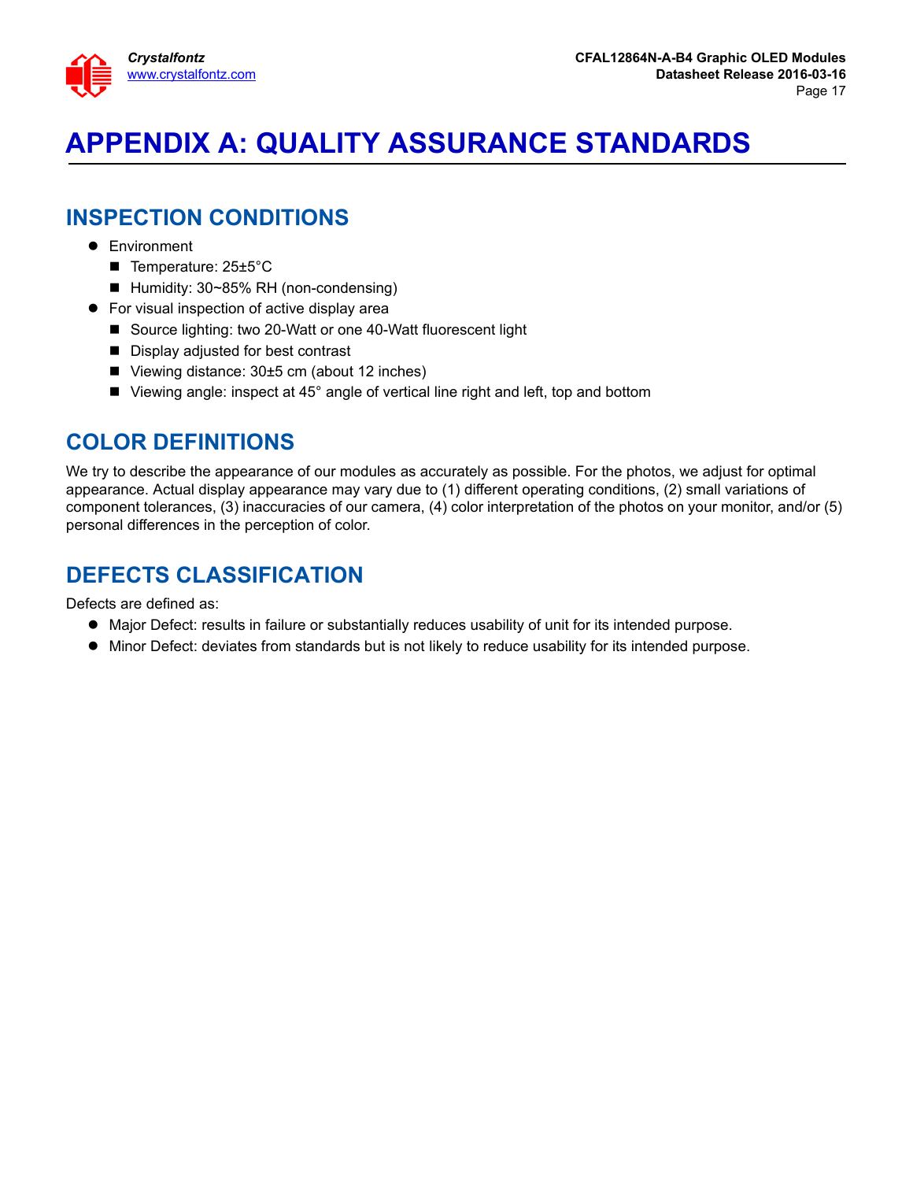# APPENDIX A: QUALITY ASSURANCE STANDARDS

## INSPECTION CONDITIONS

- Environment
  - Temperature: 25±5°C
  - Humidity: 30~85% RH (non-condensing)
- For visual inspection of active display area
  - Source lighting: two 20-Watt or one 40-Watt fluorescent light
  - Display adjusted for best contrast
  - Viewing distance: 30±5 cm (about 12 inches)
  - Viewing angle: inspect at 45° angle of vertical line right and left, top and bottom

## COLOR DEFINITIONS

We try to describe the appearance of our modules as accurately as possible. For the photos, we adjust for optimal appearance. Actual display appearance may vary due to (1) different operating conditions, (2) small variations of component tolerances, (3) inaccuracies of our camera, (4) color interpretation of the photos on your monitor, and/or (5) personal differences in the perception of color.

## DEFECTS CLASSIFICATION

Defects are defined as:

- Major Defect: results in failure or substantially reduces usability of unit for its intended purpose.
- Minor Defect: deviates from standards but is not likely to reduce usability for its intended purpose.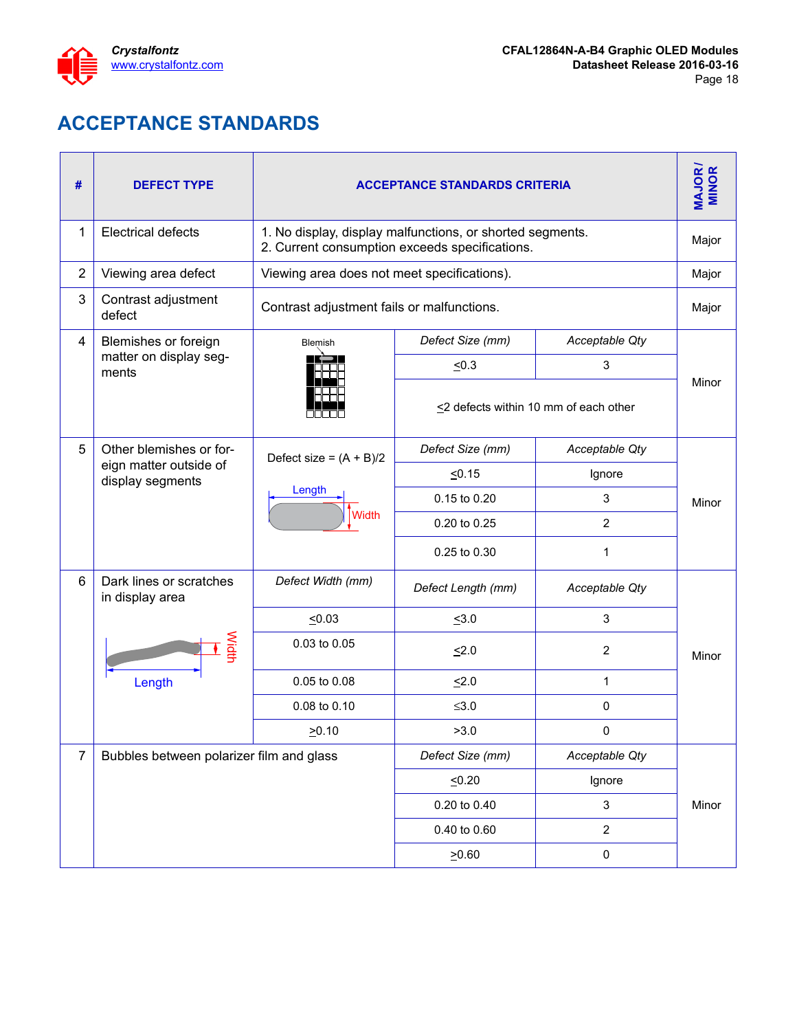# ACCEPTANCE STANDARDS

| # | DEFECT TYPE | ACCEPTANCE STANDARDS CRITERIA | | | MAJOR / MINOR |
|---|---|---|---|---|---|
| 1 | Electrical defects | 1. No display, display malfunctions, or shorted segments.<br>2. Current consumption exceeds specifications. | | | Major |
| 2 | Viewing area defect | Viewing area does not meet specifications). | | | Major |
| 3 | Contrast adjustment defect | Contrast adjustment fails or malfunctions. | | | Major |
| 4 | Blemishes or foreign matter on display segments | Blemish | *Defect Size (mm)* | *Acceptable Qty* | Minor |
| | | | ≤0.3 | 3 | |
| | | | ≤2 defects within 10 mm of each other | | |
| 5 | Other blemishes or foreign matter outside of display segments | Defect size = (A + B)/2<br>Length / Width | *Defect Size (mm)* | *Acceptable Qty* | Minor |
| | | | ≤0.15 | Ignore | |
| | | | 0.15 to 0.20 | 3 | |
| | | | 0.20 to 0.25 | 2 | |
| | | | 0.25 to 0.30 | 1 | |
| 6 | Dark lines or scratches in display area<br>Width / Length | *Defect Width (mm)* | *Defect Length (mm)* | *Acceptable Qty* | Minor |
| | | ≤0.03 | ≤3.0 | 3 | |
| | | 0.03 to 0.05 | ≤2.0 | 2 | |
| | | 0.05 to 0.08 | ≤2.0 | 1 | |
| | | 0.08 to 0.10 | ≤3.0 | 0 | |
| | | ≥0.10 | >3.0 | 0 | |
| 7 | Bubbles between polarizer film and glass | | *Defect Size (mm)* | *Acceptable Qty* | Minor |
| | | | ≤0.20 | Ignore | |
| | | | 0.20 to 0.40 | 3 | |
| | | | 0.40 to 0.60 | 2 | |
| | | | ≥0.60 | 0 | |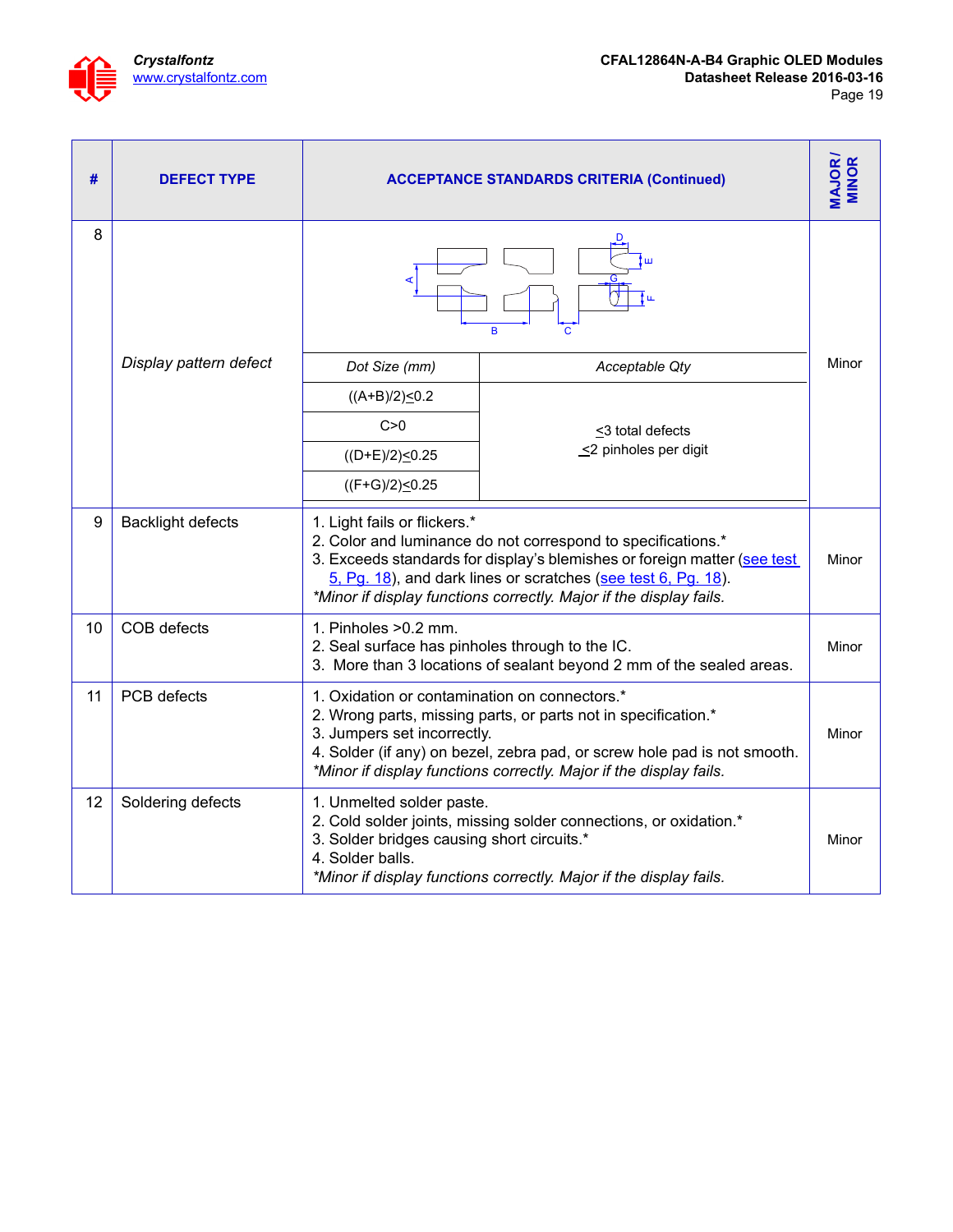| # | DEFECT TYPE | ACCEPTANCE STANDARDS CRITERIA (Continued) | MAJOR / MINOR |
|---|---|---|---|
| 8 | *Display pattern defect* | A B C D E F G<br>*Dot Size (mm)* / *Acceptable Qty*<br>((A+B)/2)≤0.2<br>C>0<br>((D+E)/2)≤0.25<br>((F+G)/2)≤0.25<br>≤3 total defects<br>≤2 pinholes per digit | Minor |
| 9 | Backlight defects | 1. Light fails or flickers.*<br>2. Color and luminance do not correspond to specifications.*<br>3. Exceeds standards for display's blemishes or foreign matter (see test 5, Pg. 18), and dark lines or scratches (see test 6, Pg. 18).<br>*\*Minor if display functions correctly. Major if the display fails.* | Minor |
| 10 | COB defects | 1. Pinholes >0.2 mm.<br>2. Seal surface has pinholes through to the IC.<br>3. More than 3 locations of sealant beyond 2 mm of the sealed areas. | Minor |
| 11 | PCB defects | 1. Oxidation or contamination on connectors.*<br>2. Wrong parts, missing parts, or parts not in specification.*<br>3. Jumpers set incorrectly.<br>4. Solder (if any) on bezel, zebra pad, or screw hole pad is not smooth.<br>*\*Minor if display functions correctly. Major if the display fails.* | Minor |
| 12 | Soldering defects | 1. Unmelted solder paste.<br>2. Cold solder joints, missing solder connections, or oxidation.*<br>3. Solder bridges causing short circuits.*<br>4. Solder balls.<br>*\*Minor if display functions correctly. Major if the display fails.* | Minor |